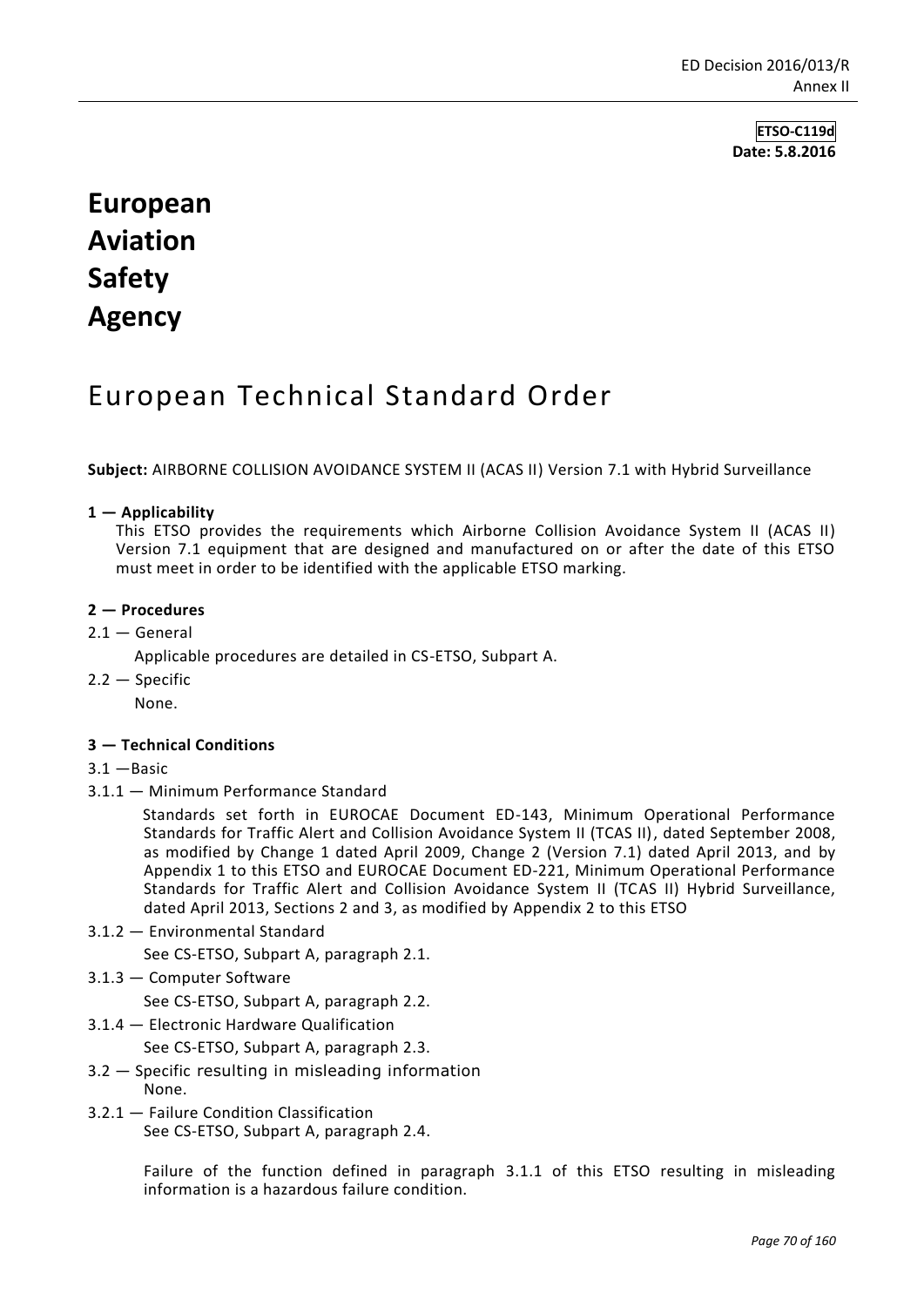**ETSO-C119d**
**Date: 5.8.2016**

# European Aviation Safety Agency

# European Technical Standard Order

**Subject:** AIRBORNE COLLISION AVOIDANCE SYSTEM II (ACAS II) Version 7.1 with Hybrid Surveillance

## 1 — Applicability

This ETSO provides the requirements which Airborne Collision Avoidance System II (ACAS II) Version 7.1 equipment that are designed and manufactured on or after the date of this ETSO must meet in order to be identified with the applicable ETSO marking.

## 2 — Procedures

2.1 — General

Applicable procedures are detailed in CS-ETSO, Subpart A.

2.2 — Specific

None.

## 3 — Technical Conditions

3.1 —Basic

3.1.1 — Minimum Performance Standard

Standards set forth in EUROCAE Document ED-143, Minimum Operational Performance Standards for Traffic Alert and Collision Avoidance System II (TCAS II), dated September 2008, as modified by Change 1 dated April 2009, Change 2 (Version 7.1) dated April 2013, and by Appendix 1 to this ETSO and EUROCAE Document ED-221, Minimum Operational Performance Standards for Traffic Alert and Collision Avoidance System II (TCAS II) Hybrid Surveillance, dated April 2013, Sections 2 and 3, as modified by Appendix 2 to this ETSO

3.1.2 — Environmental Standard

See CS-ETSO, Subpart A, paragraph 2.1.

3.1.3 — Computer Software

See CS-ETSO, Subpart A, paragraph 2.2.

3.1.4 — Electronic Hardware Qualification

See CS-ETSO, Subpart A, paragraph 2.3.

3.2 — Specific resulting in misleading information

None.

3.2.1 — Failure Condition Classification

See CS-ETSO, Subpart A, paragraph 2.4.

Failure of the function defined in paragraph 3.1.1 of this ETSO resulting in misleading information is a hazardous failure condition.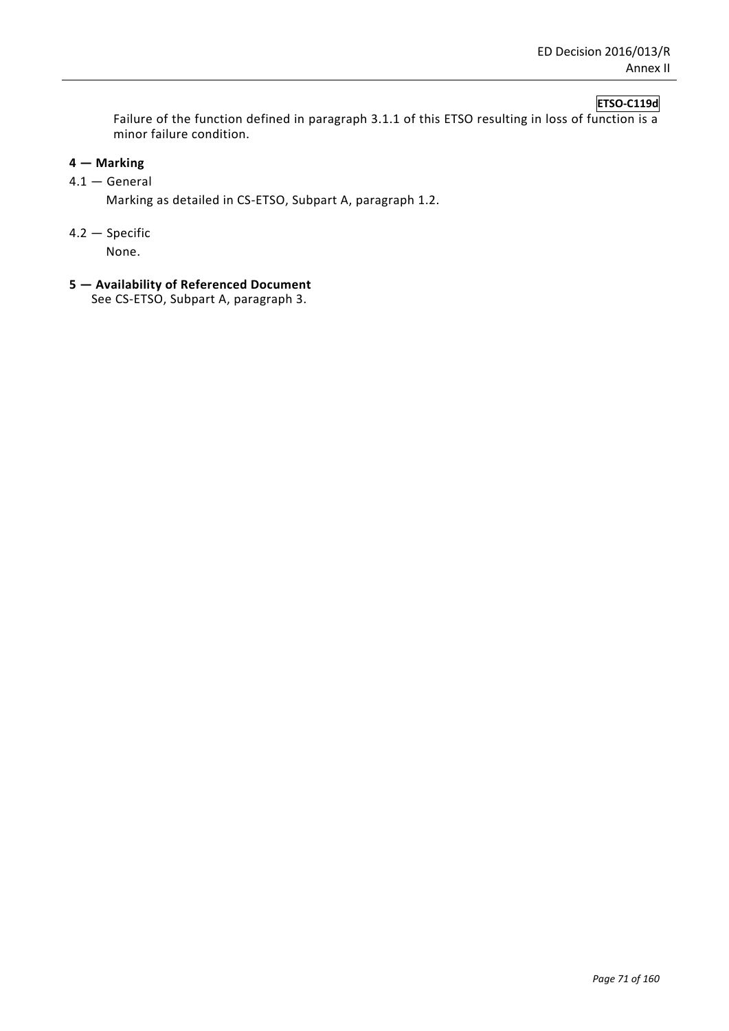Failure of the function defined in paragraph 3.1.1 of this ETSO resulting in loss of function is a minor failure condition.

## 4 — Marking

4.1 — General

Marking as detailed in CS-ETSO, Subpart A, paragraph 1.2.

4.2 — Specific

None.

## 5 — Availability of Referenced Document

See CS-ETSO, Subpart A, paragraph 3.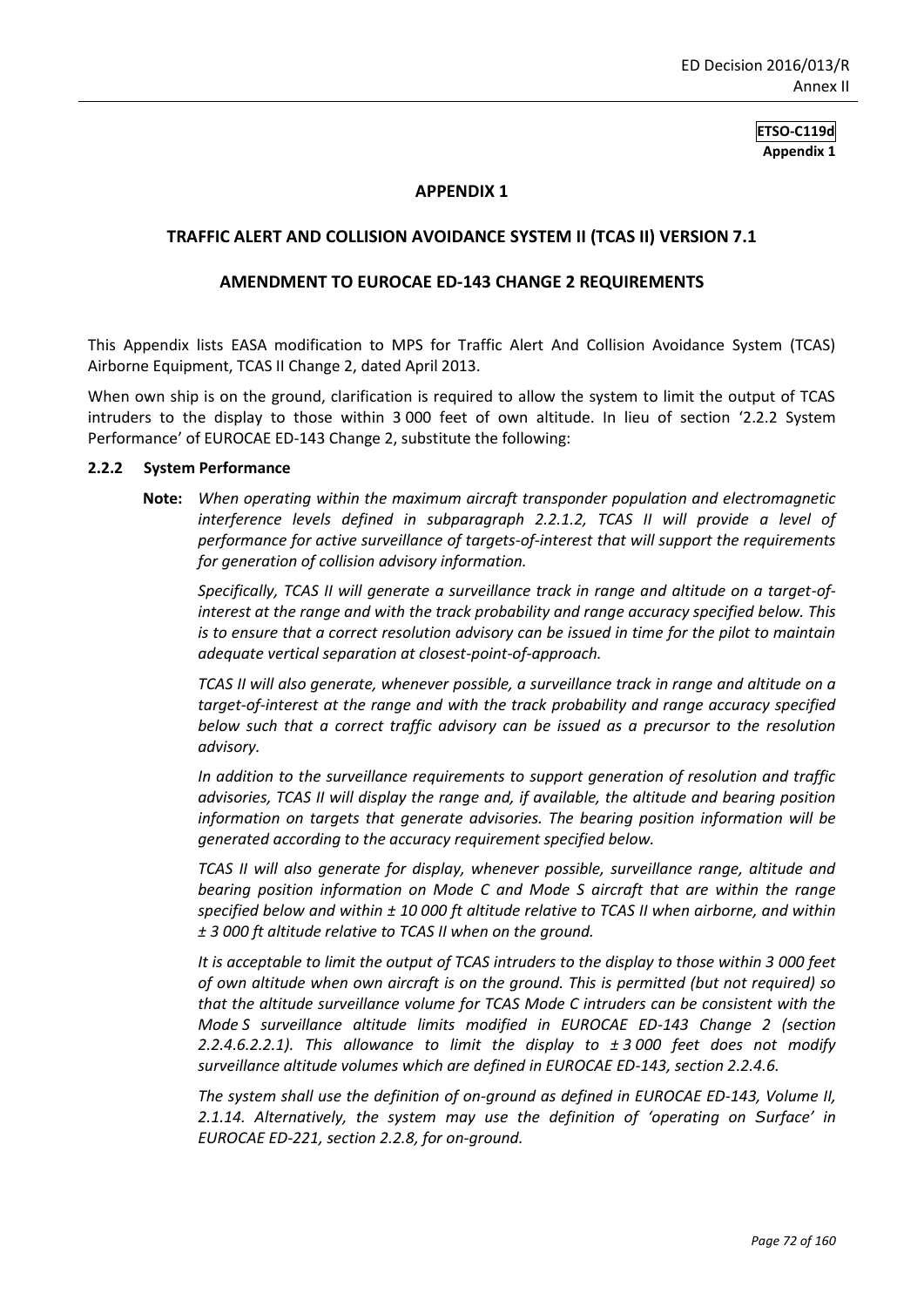**ETSO-C119d**
**Appendix 1**

## APPENDIX 1

## TRAFFIC ALERT AND COLLISION AVOIDANCE SYSTEM II (TCAS II) VERSION 7.1

## AMENDMENT TO EUROCAE ED-143 CHANGE 2 REQUIREMENTS

This Appendix lists EASA modification to MPS for Traffic Alert And Collision Avoidance System (TCAS) Airborne Equipment, TCAS II Change 2, dated April 2013.

When own ship is on the ground, clarification is required to allow the system to limit the output of TCAS intruders to the display to those within 3 000 feet of own altitude. In lieu of section '2.2.2 System Performance' of EUROCAE ED-143 Change 2, substitute the following:

### 2.2.2 System Performance

**Note:** *When operating within the maximum aircraft transponder population and electromagnetic interference levels defined in subparagraph 2.2.1.2, TCAS II will provide a level of performance for active surveillance of targets-of-interest that will support the requirements for generation of collision advisory information.*

*Specifically, TCAS II will generate a surveillance track in range and altitude on a target-of-interest at the range and with the track probability and range accuracy specified below. This is to ensure that a correct resolution advisory can be issued in time for the pilot to maintain adequate vertical separation at closest-point-of-approach.*

*TCAS II will also generate, whenever possible, a surveillance track in range and altitude on a target-of-interest at the range and with the track probability and range accuracy specified below such that a correct traffic advisory can be issued as a precursor to the resolution advisory.*

*In addition to the surveillance requirements to support generation of resolution and traffic advisories, TCAS II will display the range and, if available, the altitude and bearing position information on targets that generate advisories. The bearing position information will be generated according to the accuracy requirement specified below.*

*TCAS II will also generate for display, whenever possible, surveillance range, altitude and bearing position information on Mode C and Mode S aircraft that are within the range specified below and within ± 10 000 ft altitude relative to TCAS II when airborne, and within ± 3 000 ft altitude relative to TCAS II when on the ground.*

*It is acceptable to limit the output of TCAS intruders to the display to those within 3 000 feet of own altitude when own aircraft is on the ground. This is permitted (but not required) so that the altitude surveillance volume for TCAS Mode C intruders can be consistent with the Mode S surveillance altitude limits modified in EUROCAE ED-143 Change 2 (section 2.2.4.6.2.2.1). This allowance to limit the display to ± 3 000 feet does not modify surveillance altitude volumes which are defined in EUROCAE ED-143, section 2.2.4.6.*

*The system shall use the definition of on-ground as defined in EUROCAE ED-143, Volume II, 2.1.14. Alternatively, the system may use the definition of 'operating on Surface' in EUROCAE ED-221, section 2.2.8, for on-ground.*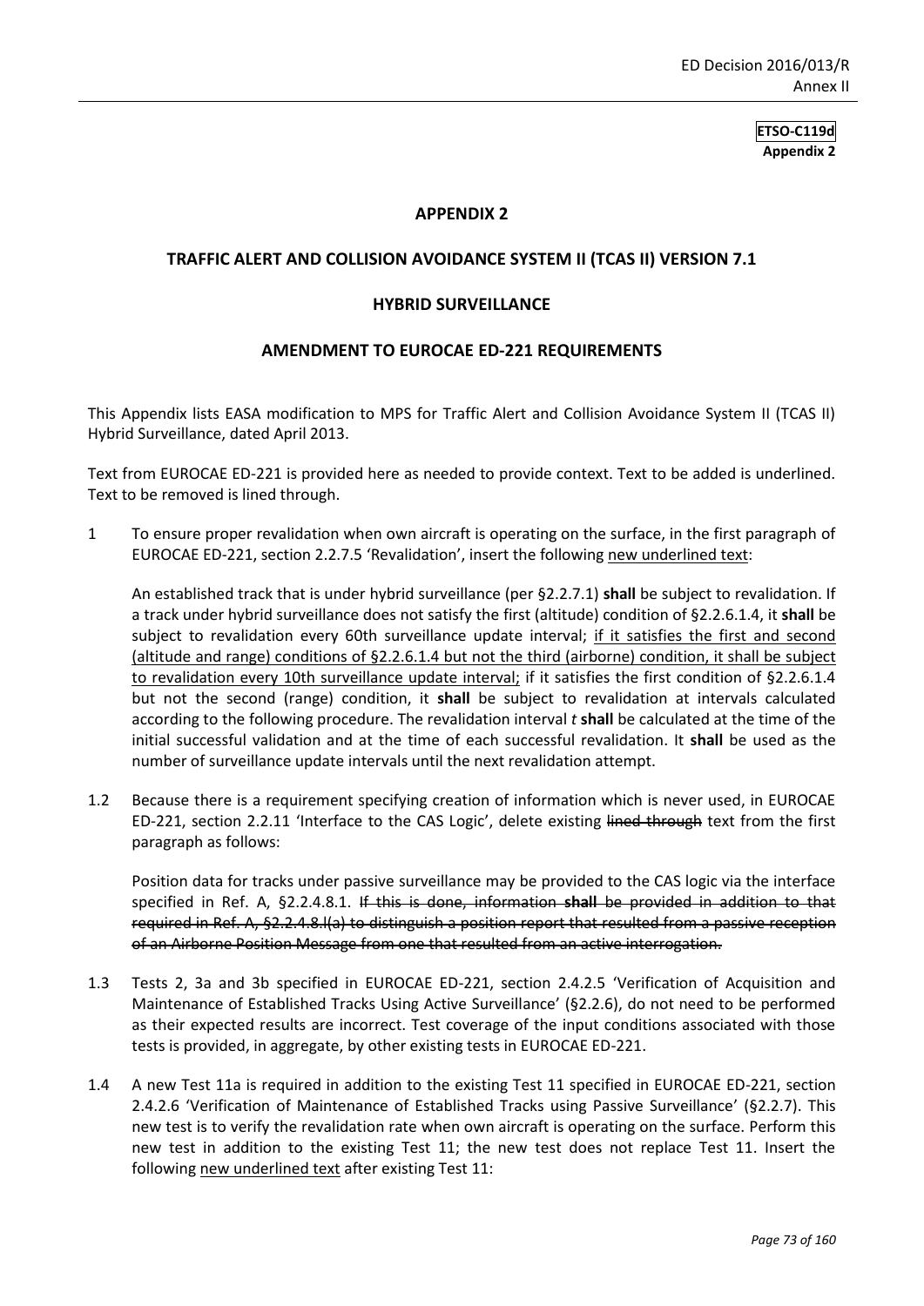**ETSO-C119d**
**Appendix 2**

# APPENDIX 2

## TRAFFIC ALERT AND COLLISION AVOIDANCE SYSTEM II (TCAS II) VERSION 7.1

## HYBRID SURVEILLANCE

## AMENDMENT TO EUROCAE ED-221 REQUIREMENTS

This Appendix lists EASA modification to MPS for Traffic Alert and Collision Avoidance System II (TCAS II) Hybrid Surveillance, dated April 2013.

Text from EUROCAE ED-221 is provided here as needed to provide context. Text to be added is underlined. Text to be removed is lined through.

1 To ensure proper revalidation when own aircraft is operating on the surface, in the first paragraph of EUROCAE ED-221, section 2.2.7.5 'Revalidation', insert the following <u>new underlined text</u>:

An established track that is under hybrid surveillance (per §2.2.7.1) **shall** be subject to revalidation. If a track under hybrid surveillance does not satisfy the first (altitude) condition of §2.2.6.1.4, it **shall** be subject to revalidation every 60th surveillance update interval; <u>if it satisfies the first and second (altitude and range) conditions of §2.2.6.1.4 but not the third (airborne) condition, it shall be subject to revalidation every 10th surveillance update interval;</u> if it satisfies the first condition of §2.2.6.1.4 but not the second (range) condition, it **shall** be subject to revalidation at intervals calculated according to the following procedure. The revalidation interval *t* **shall** be calculated at the time of the initial successful validation and at the time of each successful revalidation. It **shall** be used as the number of surveillance update intervals until the next revalidation attempt.

1.2 Because there is a requirement specifying creation of information which is never used, in EUROCAE ED-221, section 2.2.11 'Interface to the CAS Logic', delete existing ~~lined through~~ text from the first paragraph as follows:

Position data for tracks under passive surveillance may be provided to the CAS logic via the interface specified in Ref. A, §2.2.4.8.1. ~~If this is done, information **shall** be provided in addition to that required in Ref. A, §2.2.4.8.l(a) to distinguish a position report that resulted from a passive reception of an Airborne Position Message from one that resulted from an active interrogation.~~

1.3 Tests 2, 3a and 3b specified in EUROCAE ED-221, section 2.4.2.5 'Verification of Acquisition and Maintenance of Established Tracks Using Active Surveillance' (§2.2.6), do not need to be performed as their expected results are incorrect. Test coverage of the input conditions associated with those tests is provided, in aggregate, by other existing tests in EUROCAE ED-221.

1.4 A new Test 11a is required in addition to the existing Test 11 specified in EUROCAE ED-221, section 2.4.2.6 'Verification of Maintenance of Established Tracks using Passive Surveillance' (§2.2.7). This new test is to verify the revalidation rate when own aircraft is operating on the surface. Perform this new test in addition to the existing Test 11; the new test does not replace Test 11. Insert the following <u>new underlined text</u> after existing Test 11: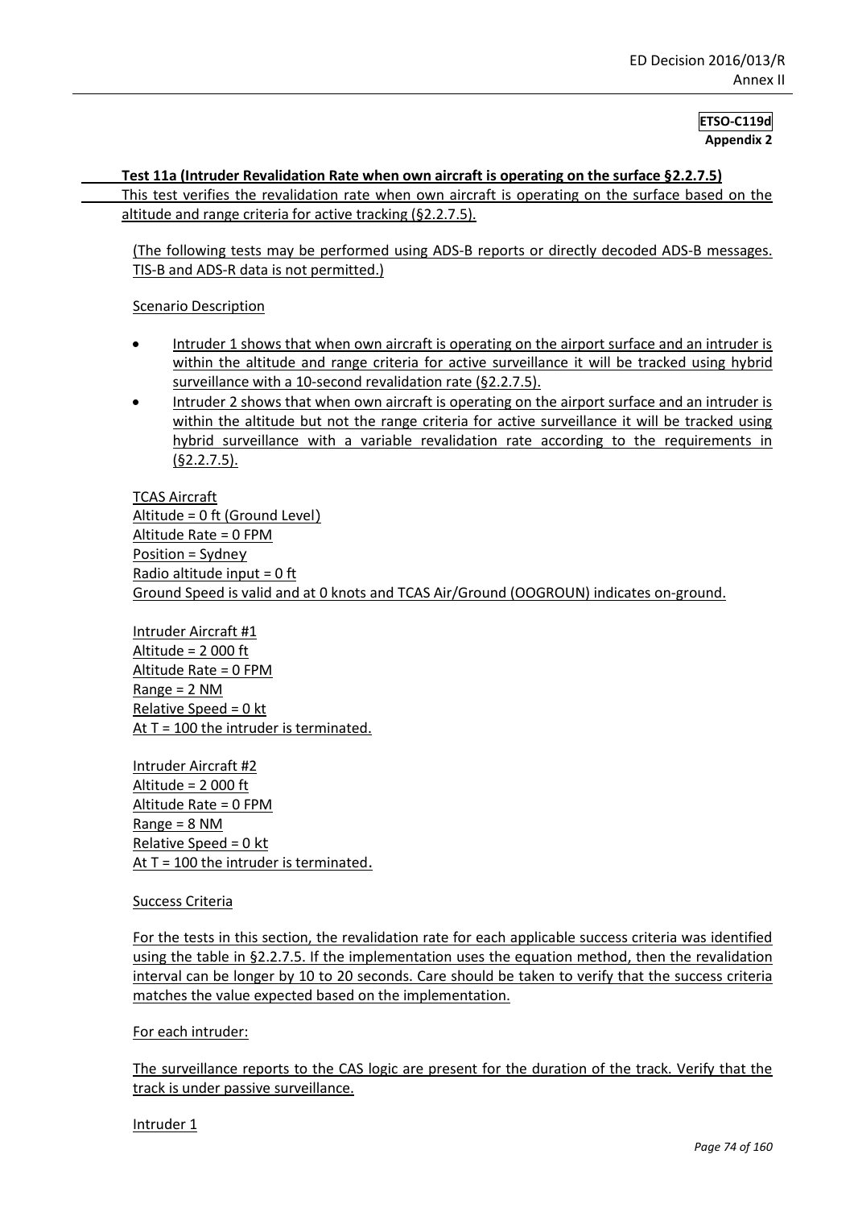**Test 11a (Intruder Revalidation Rate when own aircraft is operating on the surface §2.2.7.5)**

This test verifies the revalidation rate when own aircraft is operating on the surface based on the altitude and range criteria for active tracking (§2.2.7.5).

(The following tests may be performed using ADS-B reports or directly decoded ADS-B messages. TIS-B and ADS-R data is not permitted.)

Scenario Description

- Intruder 1 shows that when own aircraft is operating on the airport surface and an intruder is within the altitude and range criteria for active surveillance it will be tracked using hybrid surveillance with a 10-second revalidation rate (§2.2.7.5).
- Intruder 2 shows that when own aircraft is operating on the airport surface and an intruder is within the altitude but not the range criteria for active surveillance it will be tracked using hybrid surveillance with a variable revalidation rate according to the requirements in (§2.2.7.5).

TCAS Aircraft
Altitude = 0 ft (Ground Level)
Altitude Rate = 0 FPM
Position = Sydney
Radio altitude input = 0 ft
Ground Speed is valid and at 0 knots and TCAS Air/Ground (OOGROUN) indicates on-ground.

Intruder Aircraft #1
Altitude = 2 000 ft
Altitude Rate = 0 FPM
Range = 2 NM
Relative Speed = 0 kt
At T = 100 the intruder is terminated.

Intruder Aircraft #2
Altitude = 2 000 ft
Altitude Rate = 0 FPM
Range = 8 NM
Relative Speed = 0 kt
At T = 100 the intruder is terminated.

Success Criteria

For the tests in this section, the revalidation rate for each applicable success criteria was identified using the table in §2.2.7.5. If the implementation uses the equation method, then the revalidation interval can be longer by 10 to 20 seconds. Care should be taken to verify that the success criteria matches the value expected based on the implementation.

For each intruder:

The surveillance reports to the CAS logic are present for the duration of the track. Verify that the track is under passive surveillance.

Intruder 1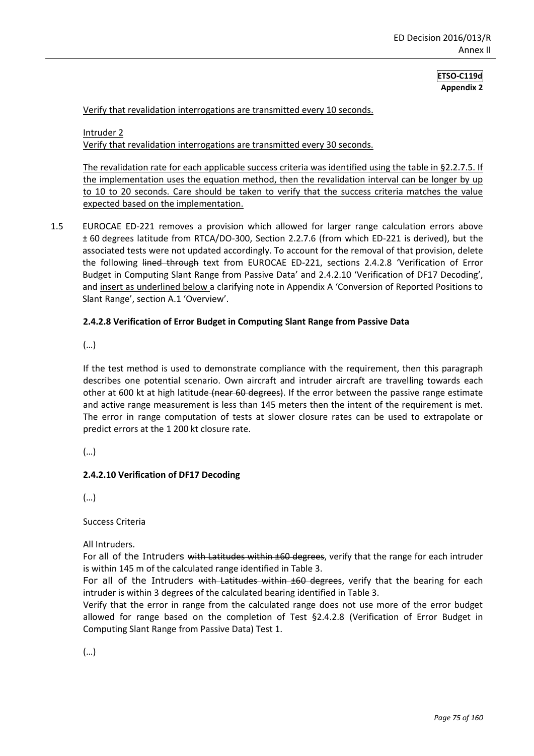**ETSO-C119d**
**Appendix 2**

Verify that revalidation interrogations are transmitted every 10 seconds.

Intruder 2

Verify that revalidation interrogations are transmitted every 30 seconds.

The revalidation rate for each applicable success criteria was identified using the table in §2.2.7.5. If the implementation uses the equation method, then the revalidation interval can be longer by up to 10 to 20 seconds. Care should be taken to verify that the success criteria matches the value expected based on the implementation.

1.5 EUROCAE ED-221 removes a provision which allowed for larger range calculation errors above ± 60 degrees latitude from RTCA/DO-300, Section 2.2.7.6 (from which ED-221 is derived), but the associated tests were not updated accordingly. To account for the removal of that provision, delete the following ~~lined through~~ text from EUROCAE ED-221, sections 2.4.2.8 'Verification of Error Budget in Computing Slant Range from Passive Data' and 2.4.2.10 'Verification of DF17 Decoding', and insert as underlined below a clarifying note in Appendix A 'Conversion of Reported Positions to Slant Range', section A.1 'Overview'.

**2.4.2.8 Verification of Error Budget in Computing Slant Range from Passive Data**

(…)

If the test method is used to demonstrate compliance with the requirement, then this paragraph describes one potential scenario. Own aircraft and intruder aircraft are travelling towards each other at 600 kt at high latitude ~~(near 60 degrees)~~. If the error between the passive range estimate and active range measurement is less than 145 meters then the intent of the requirement is met. The error in range computation of tests at slower closure rates can be used to extrapolate or predict errors at the 1 200 kt closure rate.

(…)

**2.4.2.10 Verification of DF17 Decoding**

(…)

Success Criteria

All Intruders.

For all of the Intruders ~~with Latitudes within ±60 degrees~~, verify that the range for each intruder is within 145 m of the calculated range identified in Table 3.

For all of the Intruders ~~with Latitudes within ±60 degrees~~, verify that the bearing for each intruder is within 3 degrees of the calculated bearing identified in Table 3.

Verify that the error in range from the calculated range does not use more of the error budget allowed for range based on the completion of Test §2.4.2.8 (Verification of Error Budget in Computing Slant Range from Passive Data) Test 1.

(…)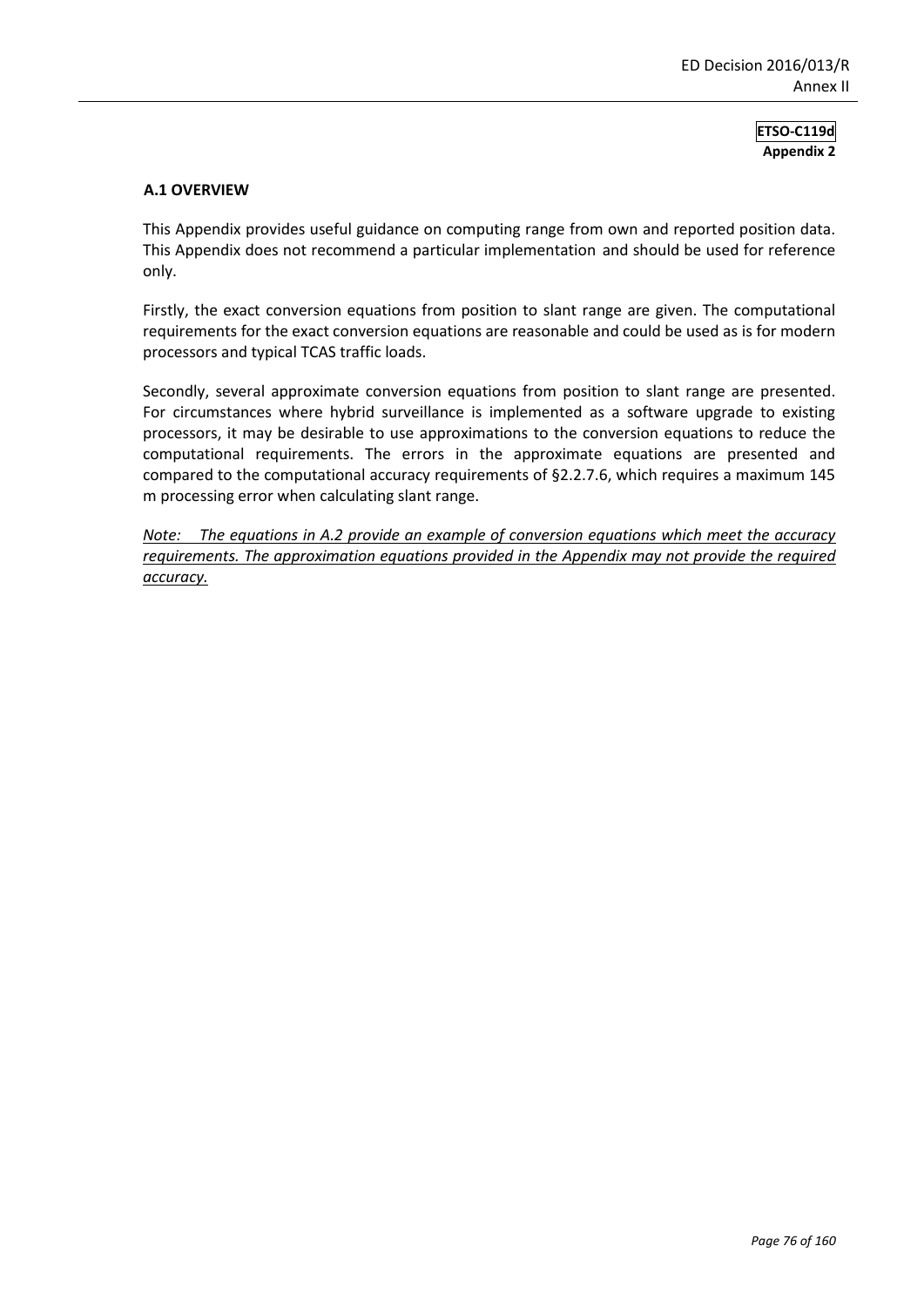**ETSO-C119d**
**Appendix 2**

## A.1 OVERVIEW

This Appendix provides useful guidance on computing range from own and reported position data. This Appendix does not recommend a particular implementation and should be used for reference only.

Firstly, the exact conversion equations from position to slant range are given. The computational requirements for the exact conversion equations are reasonable and could be used as is for modern processors and typical TCAS traffic loads.

Secondly, several approximate conversion equations from position to slant range are presented. For circumstances where hybrid surveillance is implemented as a software upgrade to existing processors, it may be desirable to use approximations to the conversion equations to reduce the computational requirements. The errors in the approximate equations are presented and compared to the computational accuracy requirements of §2.2.7.6, which requires a maximum 145 m processing error when calculating slant range.

*Note: The equations in A.2 provide an example of conversion equations which meet the accuracy requirements. The approximation equations provided in the Appendix may not provide the required accuracy.*